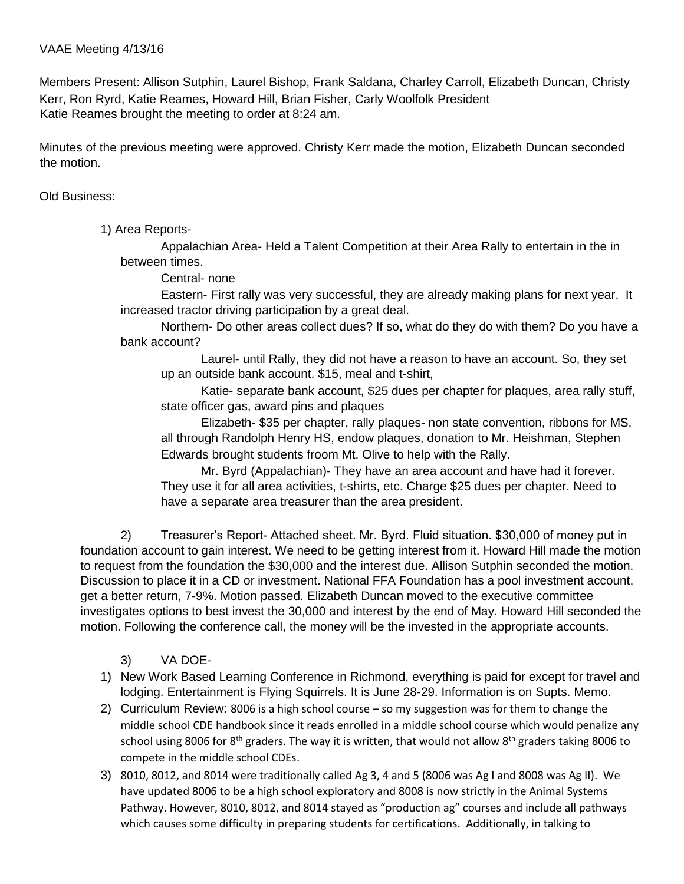VAAE Meeting 4/13/16

Members Present: Allison Sutphin, Laurel Bishop, Frank Saldana, Charley Carroll, Elizabeth Duncan, Christy Kerr, Ron Ryrd, Katie Reames, Howard Hill, Brian Fisher, Carly Woolfolk President
Katie Reames brought the meeting to order at 8:24 am.

Minutes of the previous meeting were approved. Christy Kerr made the motion, Elizabeth Duncan seconded the motion.

Old Business:

1) Area Reports-

Appalachian Area- Held a Talent Competition at their Area Rally to entertain in the in between times.

Central- none

Eastern- First rally was very successful, they are already making plans for next year. It increased tractor driving participation by a great deal.

Northern- Do other areas collect dues? If so, what do they do with them? Do you have a bank account?

Laurel- until Rally, they did not have a reason to have an account. So, they set up an outside bank account. $15, meal and t-shirt,

Katie- separate bank account, $25 dues per chapter for plaques, area rally stuff, state officer gas, award pins and plaques

Elizabeth- $35 per chapter, rally plaques- non state convention, ribbons for MS, all through Randolph Henry HS, endow plaques, donation to Mr. Heishman, Stephen Edwards brought students froom Mt. Olive to help with the Rally.

Mr. Byrd (Appalachian)- They have an area account and have had it forever. They use it for all area activities, t-shirts, etc. Charge $25 dues per chapter. Need to have a separate area treasurer than the area president.

2) Treasurer's Report- Attached sheet. Mr. Byrd. Fluid situation. $30,000 of money put in foundation account to gain interest. We need to be getting interest from it. Howard Hill made the motion to request from the foundation the $30,000 and the interest due. Allison Sutphin seconded the motion. Discussion to place it in a CD or investment. National FFA Foundation has a pool investment account, get a better return, 7-9%. Motion passed. Elizabeth Duncan moved to the executive committee investigates options to best invest the 30,000 and interest by the end of May. Howard Hill seconded the motion. Following the conference call, the money will be the invested in the appropriate accounts.

3) VA DOE-

1) New Work Based Learning Conference in Richmond, everything is paid for except for travel and lodging. Entertainment is Flying Squirrels. It is June 28-29. Information is on Supts. Memo.
2) Curriculum Review: 8006 is a high school course – so my suggestion was for them to change the middle school CDE handbook since it reads enrolled in a middle school course which would penalize any school using 8006 for 8th graders. The way it is written, that would not allow 8th graders taking 8006 to compete in the middle school CDEs.
3) 8010, 8012, and 8014 were traditionally called Ag 3, 4 and 5 (8006 was Ag I and 8008 was Ag II). We have updated 8006 to be a high school exploratory and 8008 is now strictly in the Animal Systems Pathway. However, 8010, 8012, and 8014 stayed as "production ag" courses and include all pathways which causes some difficulty in preparing students for certifications. Additionally, in talking to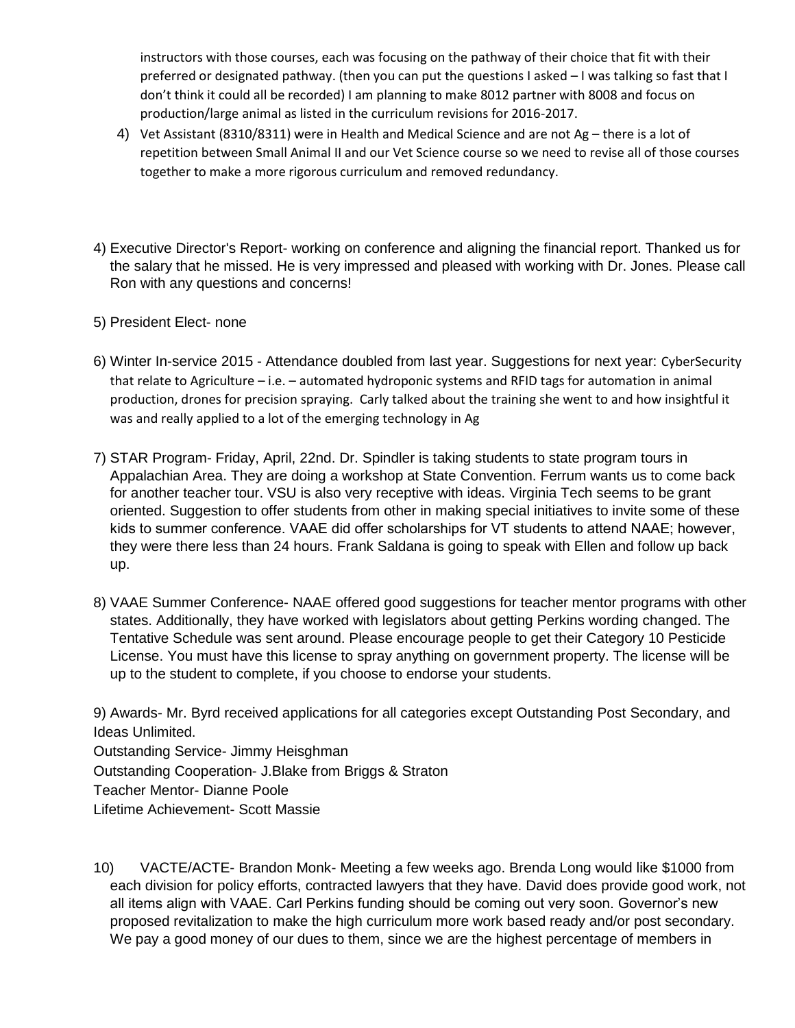instructors with those courses, each was focusing on the pathway of their choice that fit with their preferred or designated pathway. (then you can put the questions I asked – I was talking so fast that I don't think it could all be recorded) I am planning to make 8012 partner with 8008 and focus on production/large animal as listed in the curriculum revisions for 2016-2017.

4) Vet Assistant (8310/8311) were in Health and Medical Science and are not Ag – there is a lot of repetition between Small Animal II and our Vet Science course so we need to revise all of those courses together to make a more rigorous curriculum and removed redundancy.

4) Executive Director's Report- working on conference and aligning the financial report. Thanked us for the salary that he missed. He is very impressed and pleased with working with Dr. Jones. Please call Ron with any questions and concerns!

5) President Elect- none

6) Winter In-service 2015 - Attendance doubled from last year. Suggestions for next year: CyberSecurity that relate to Agriculture – i.e. – automated hydroponic systems and RFID tags for automation in animal production, drones for precision spraying. Carly talked about the training she went to and how insightful it was and really applied to a lot of the emerging technology in Ag

7) STAR Program- Friday, April, 22nd. Dr. Spindler is taking students to state program tours in Appalachian Area. They are doing a workshop at State Convention. Ferrum wants us to come back for another teacher tour. VSU is also very receptive with ideas. Virginia Tech seems to be grant oriented. Suggestion to offer students from other in making special initiatives to invite some of these kids to summer conference. VAAE did offer scholarships for VT students to attend NAAE; however, they were there less than 24 hours. Frank Saldana is going to speak with Ellen and follow up back up.

8) VAAE Summer Conference- NAAE offered good suggestions for teacher mentor programs with other states. Additionally, they have worked with legislators about getting Perkins wording changed. The Tentative Schedule was sent around. Please encourage people to get their Category 10 Pesticide License. You must have this license to spray anything on government property. The license will be up to the student to complete, if you choose to endorse your students.

9) Awards- Mr. Byrd received applications for all categories except Outstanding Post Secondary, and Ideas Unlimited.
Outstanding Service- Jimmy Heisghman
Outstanding Cooperation- J.Blake from Briggs & Straton
Teacher Mentor- Dianne Poole
Lifetime Achievement- Scott Massie

10) VACTE/ACTE- Brandon Monk- Meeting a few weeks ago. Brenda Long would like $1000 from each division for policy efforts, contracted lawyers that they have. David does provide good work, not all items align with VAAE. Carl Perkins funding should be coming out very soon. Governor's new proposed revitalization to make the high curriculum more work based ready and/or post secondary. We pay a good money of our dues to them, since we are the highest percentage of members in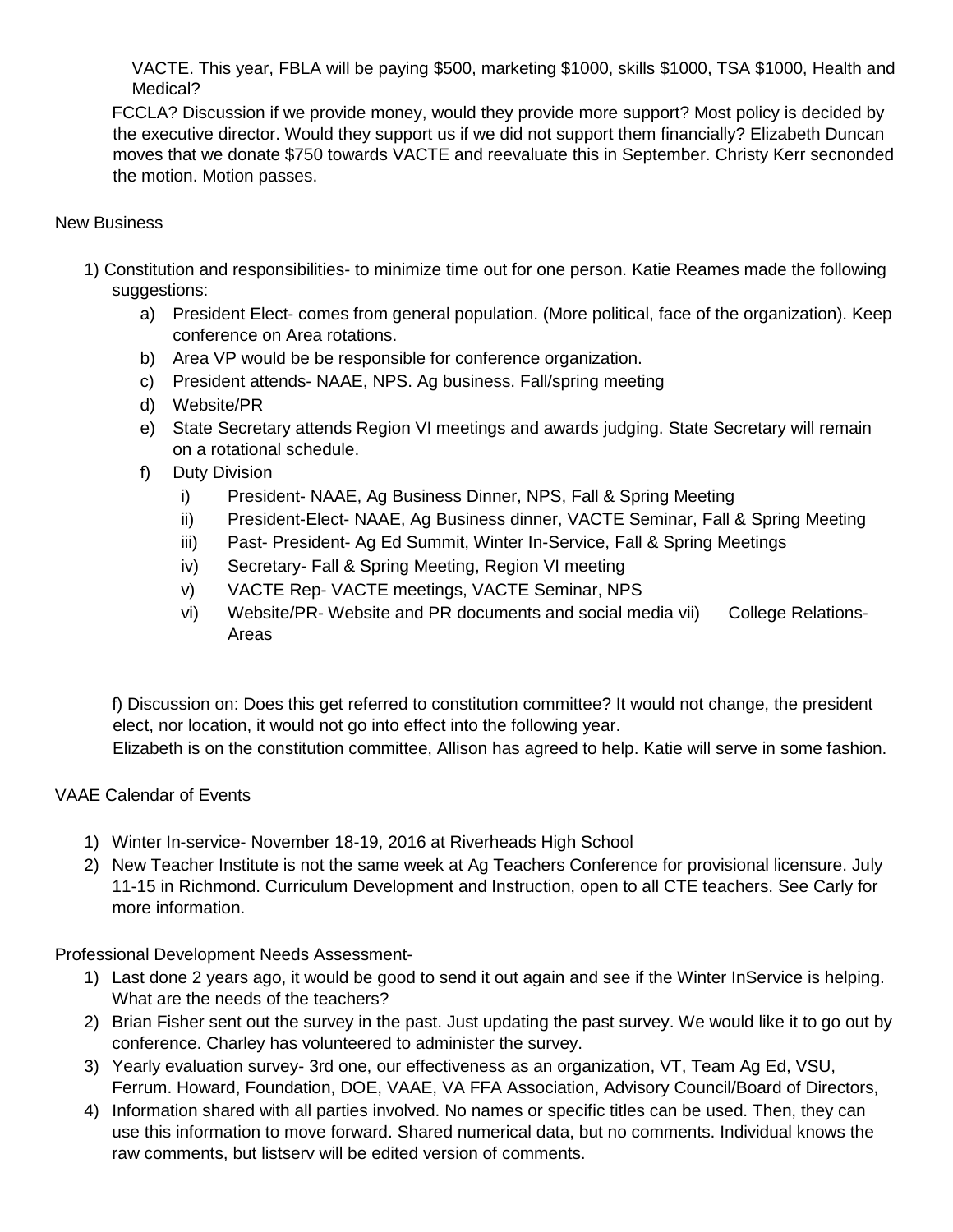VACTE. This year, FBLA will be paying $500, marketing $1000, skills $1000, TSA $1000, Health and Medical?

FCCLA? Discussion if we provide money, would they provide more support? Most policy is decided by the executive director. Would they support us if we did not support them financially? Elizabeth Duncan moves that we donate $750 towards VACTE and reevaluate this in September. Christy Kerr secnonded the motion. Motion passes.

New Business

1) Constitution and responsibilities- to minimize time out for one person. Katie Reames made the following suggestions:
   a) President Elect- comes from general population. (More political, face of the organization). Keep conference on Area rotations.
   b) Area VP would be be responsible for conference organization.
   c) President attends- NAAE, NPS. Ag business. Fall/spring meeting
   d) Website/PR
   e) State Secretary attends Region VI meetings and awards judging. State Secretary will remain on a rotational schedule.
   f) Duty Division
      i) President- NAAE, Ag Business Dinner, NPS, Fall & Spring Meeting
      ii) President-Elect- NAAE, Ag Business dinner, VACTE Seminar, Fall & Spring Meeting
      iii) Past- President- Ag Ed Summit, Winter In-Service, Fall & Spring Meetings
      iv) Secretary- Fall & Spring Meeting, Region VI meeting
      v) VACTE Rep- VACTE meetings, VACTE Seminar, NPS
      vi) Website/PR- Website and PR documents and social media vii) College Relations- Areas

f) Discussion on: Does this get referred to constitution committee? It would not change, the president elect, nor location, it would not go into effect into the following year.
Elizabeth is on the constitution committee, Allison has agreed to help. Katie will serve in some fashion.

VAAE Calendar of Events

1) Winter In-service- November 18-19, 2016 at Riverheads High School
2) New Teacher Institute is not the same week at Ag Teachers Conference for provisional licensure. July 11-15 in Richmond. Curriculum Development and Instruction, open to all CTE teachers. See Carly for more information.

Professional Development Needs Assessment-

1) Last done 2 years ago, it would be good to send it out again and see if the Winter InService is helping. What are the needs of the teachers?
2) Brian Fisher sent out the survey in the past. Just updating the past survey. We would like it to go out by conference. Charley has volunteered to administer the survey.
3) Yearly evaluation survey- 3rd one, our effectiveness as an organization, VT, Team Ag Ed, VSU, Ferrum. Howard, Foundation, DOE, VAAE, VA FFA Association, Advisory Council/Board of Directors,
4) Information shared with all parties involved. No names or specific titles can be used. Then, they can use this information to move forward. Shared numerical data, but no comments. Individual knows the raw comments, but listserv will be edited version of comments.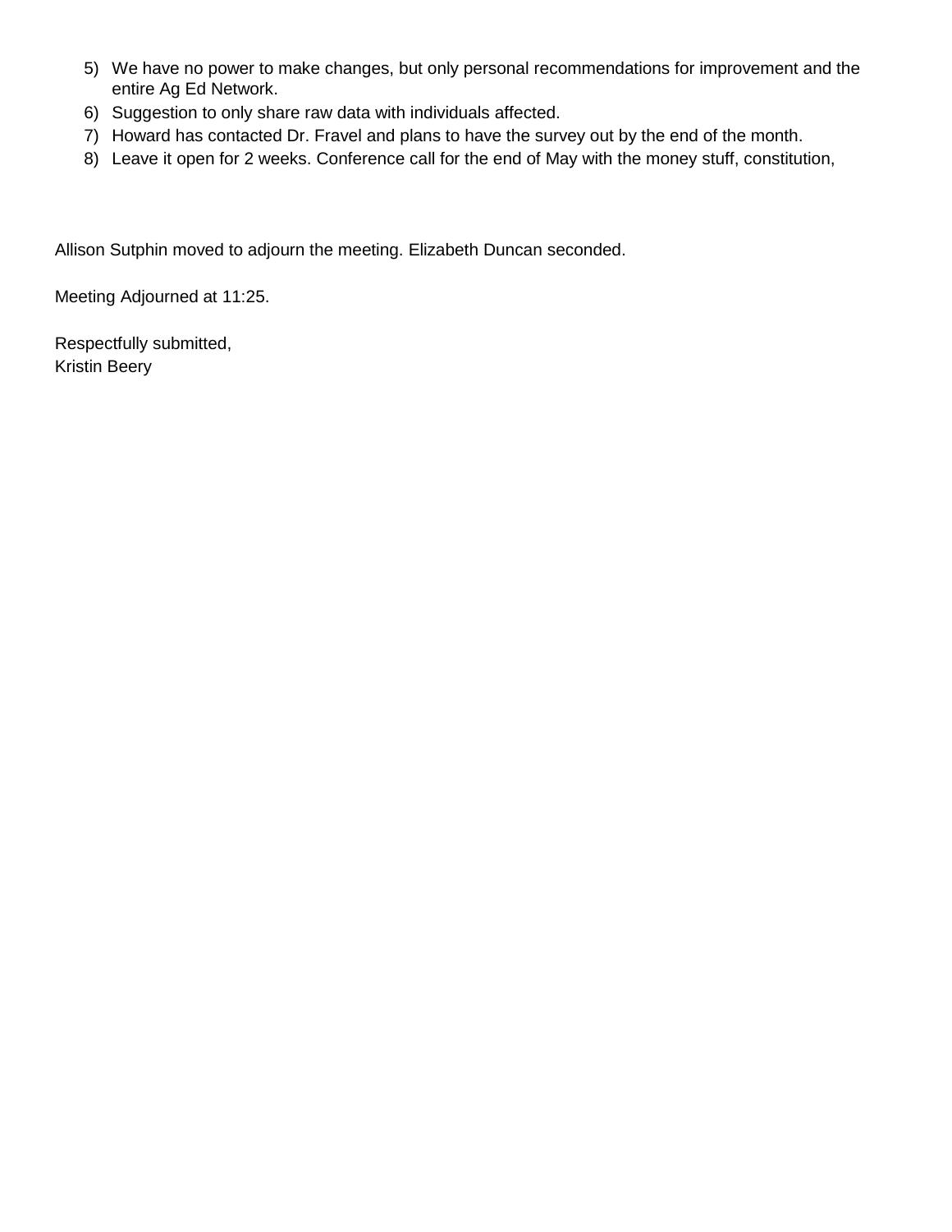5) We have no power to make changes, but only personal recommendations for improvement and the entire Ag Ed Network.
6) Suggestion to only share raw data with individuals affected.
7) Howard has contacted Dr. Fravel and plans to have the survey out by the end of the month.
8) Leave it open for 2 weeks. Conference call for the end of May with the money stuff, constitution,

Allison Sutphin moved to adjourn the meeting. Elizabeth Duncan seconded.

Meeting Adjourned at 11:25.

Respectfully submitted,
Kristin Beery